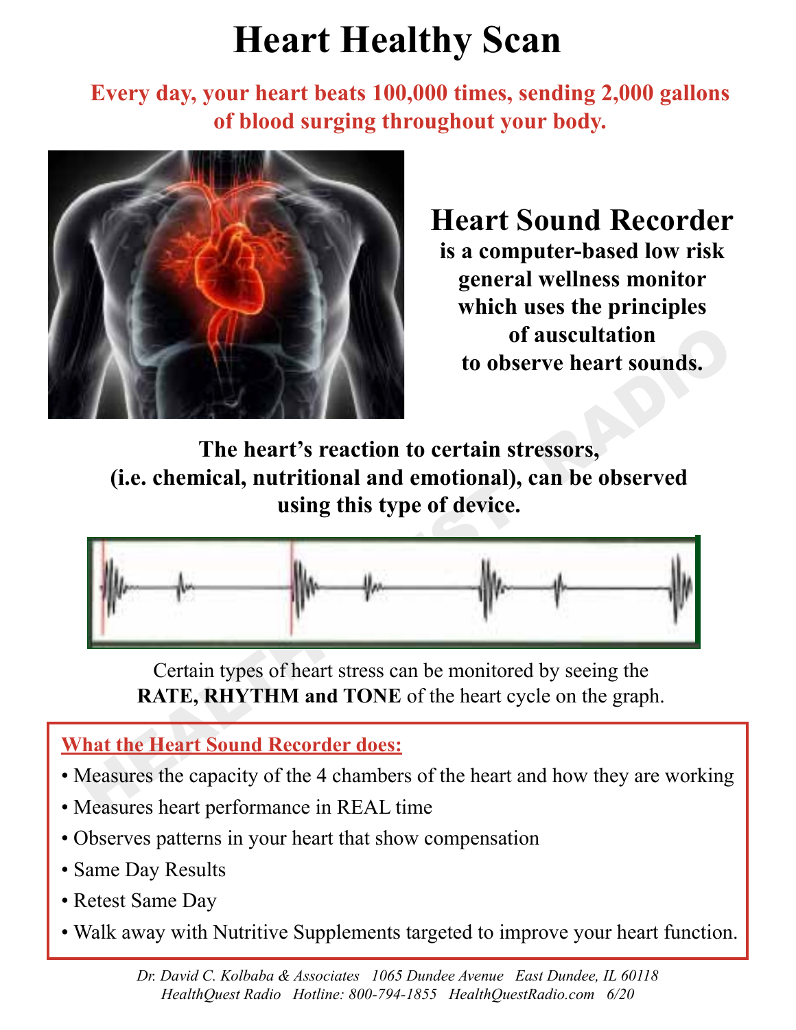# Heart Healthy Scan

**Every day, your heart beats 100,000 times, sending 2,000 gallons of blood surging throughout your body.**

## Heart Sound Recorder

**is a computer-based low risk general wellness monitor which uses the principles of auscultation to observe heart sounds.**

**The heart's reaction to certain stressors, (i.e. chemical, nutritional and emotional), can be observed using this type of device.**

Certain types of heart stress can be monitored by seeing the **RATE, RHYTHM and TONE** of the heart cycle on the graph.

**What the Heart Sound Recorder does:**

- Measures the capacity of the 4 chambers of the heart and how they are working
- Measures heart performance in REAL time
- Observes patterns in your heart that show compensation
- Same Day Results
- Retest Same Day
- Walk away with Nutritive Supplements targeted to improve your heart function.

*Dr. David C. Kolbaba & Associates 1065 Dundee Avenue East Dundee, IL 60118*
*HealthQuest Radio Hotline: 800-794-1855 HealthQuestRadio.com 6/20*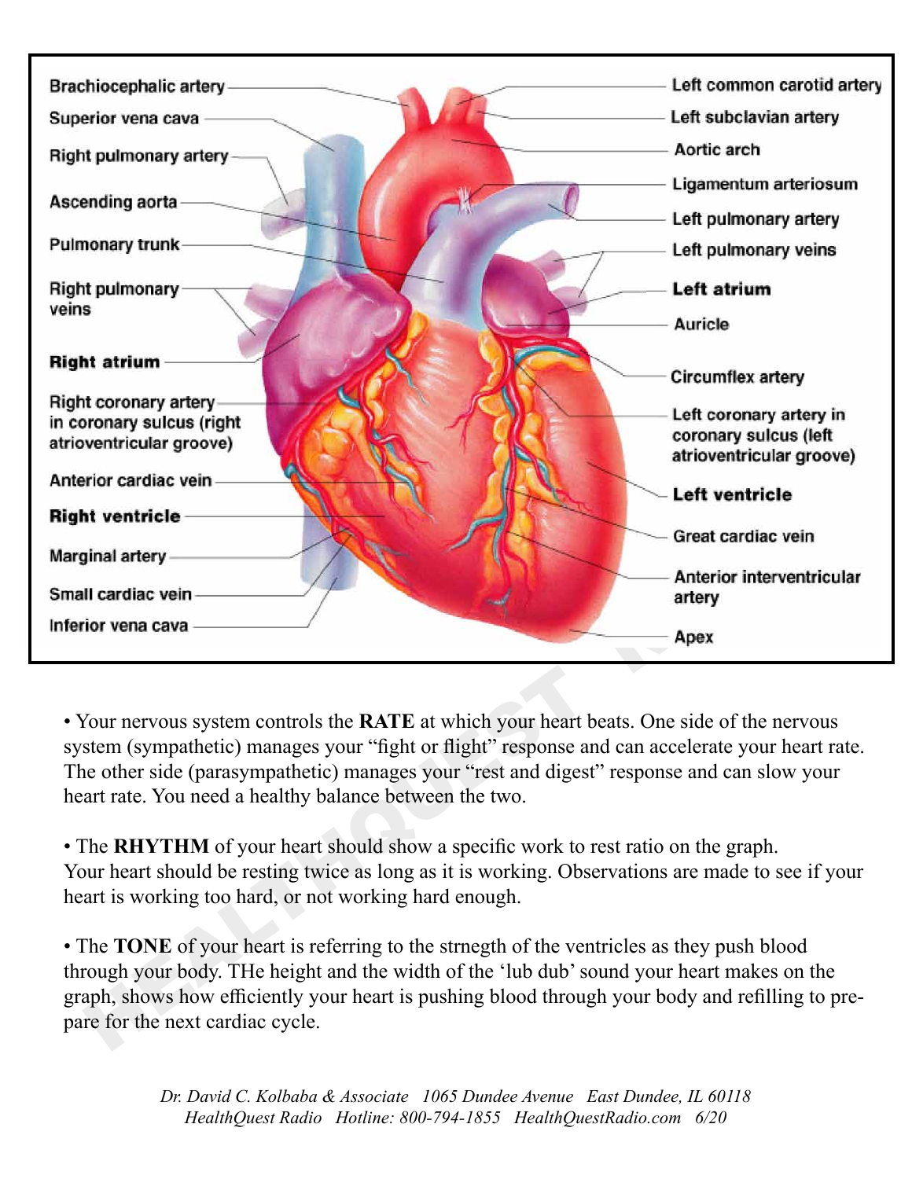Brachiocephalic artery
Superior vena cava
Right pulmonary artery
Ascending aorta
Pulmonary trunk
Right pulmonary veins
**Right atrium**
Right coronary artery in coronary sulcus (right atrioventricular groove)
Anterior cardiac vein
**Right ventricle**
Marginal artery
Small cardiac vein
Inferior vena cava
Left common carotid artery
Left subclavian artery
Aortic arch
Ligamentum arteriosum
Left pulmonary artery
Left pulmonary veins
**Left atrium**
Auricle
Circumflex artery
Left coronary artery in coronary sulcus (left atrioventricular groove)
**Left ventricle**
Great cardiac vein
Anterior interventricular artery
Apex

- Your nervous system controls the **RATE** at which your heart beats. One side of the nervous system (sympathetic) manages your "fight or flight" response and can accelerate your heart rate. The other side (parasympathetic) manages your "rest and digest" response and can slow your heart rate. You need a healthy balance between the two.

- The **RHYTHM** of your heart should show a specific work to rest ratio on the graph. Your heart should be resting twice as long as it is working. Observations are made to see if your heart is working too hard, or not working hard enough.

- The **TONE** of your heart is referring to the strnegth of the ventricles as they push blood through your body. THe height and the width of the 'lub dub' sound your heart makes on the graph, shows how efficiently your heart is pushing blood through your body and refilling to prepare for the next cardiac cycle.